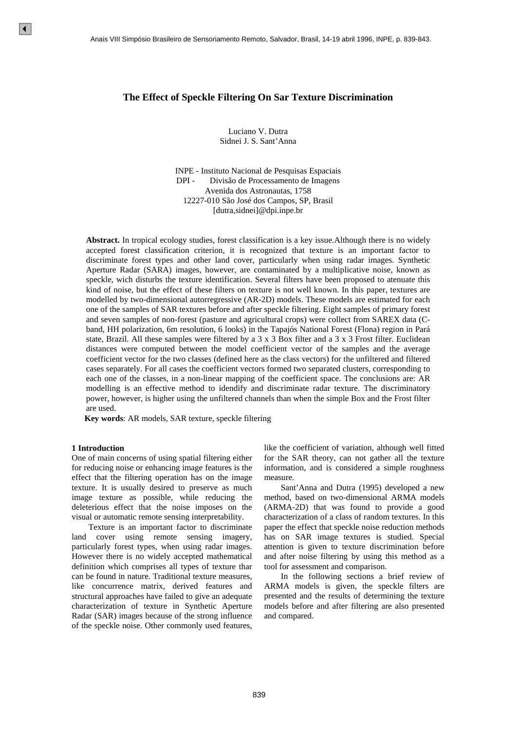# The Effect of Speckle Filtering On Sar Texture Discrimination

Luciano V. Dutra
Sidnei J. S. Sant'Anna

INPE - Instituto Nacional de Pesquisas Espaciais
DPI - Divisão de Processamento de Imagens
Avenida dos Astronautas, 1758
12227-010 São José dos Campos, SP, Brasil
[dutra,sidnei]@dpi.inpe.br

**Abstract.** In tropical ecology studies, forest classification is a key issue.Although there is no widely accepted forest classification criterion, it is recognized that texture is an important factor to discriminate forest types and other land cover, particularly when using radar images. Synthetic Aperture Radar (SARA) images, however, are contaminated by a multiplicative noise, known as speckle, wich disturbs the texture identification. Several filters have been proposed to atenuate this kind of noise, but the effect of these filters on texture is not well known. In this paper, textures are modelled by two-dimensional autorregressive (AR-2D) models. These models are estimated for each one of the samples of SAR textures before and after speckle filtering. Eight samples of primary forest and seven samples of non-forest (pasture and agricultural crops) were collect from SAREX data (C-band, HH polarization, 6m resolution, 6 looks) in the Tapajós National Forest (Flona) region in Pará state, Brazil. All these samples were filtered by a 3 x 3 Box filter and a 3 x 3 Frost filter. Euclidean distances were computed between the model coefficient vector of the samples and the average coefficient vector for the two classes (defined here as the class vectors) for the unfiltered and filtered cases separately. For all cases the coefficient vectors formed two separated clusters, corresponding to each one of the classes, in a non-linear mapping of the coefficient space. The conclusions are: AR modelling is an effective method to idendify and discriminate radar texture. The discriminatory power, however, is higher using the unfiltered channels than when the simple Box and the Frost filter are used.

**Key words**: AR models, SAR texture, speckle filtering

## 1 Introduction

One of main concerns of using spatial filtering either for reducing noise or enhancing image features is the effect that the filtering operation has on the image texture. It is usually desired to preserve as much image texture as possible, while reducing the deleterious effect that the noise imposes on the visual or automatic remote sensing interpretability.

Texture is an important factor to discriminate land cover using remote sensing imagery, particularly forest types, when using radar images. However there is no widely accepted mathematical definition which comprises all types of texture thar can be found in nature. Traditional texture measures, like concurrence matrix, derived features and structural approaches have failed to give an adequate characterization of texture in Synthetic Aperture Radar (SAR) images because of the strong influence of the speckle noise. Other commonly used features, like the coefficient of variation, although well fitted for the SAR theory, can not gather all the texture information, and is considered a simple roughness measure.

Sant'Anna and Dutra (1995) developed a new method, based on two-dimensional ARMA models (ARMA-2D) that was found to provide a good characterization of a class of random textures. In this paper the effect that speckle noise reduction methods has on SAR image textures is studied. Special attention is given to texture discrimination before and after noise filtering by using this method as a tool for assessment and comparison.

In the following sections a brief review of ARMA models is given, the speckle filters are presented and the results of determining the texture models before and after filtering are also presented and compared.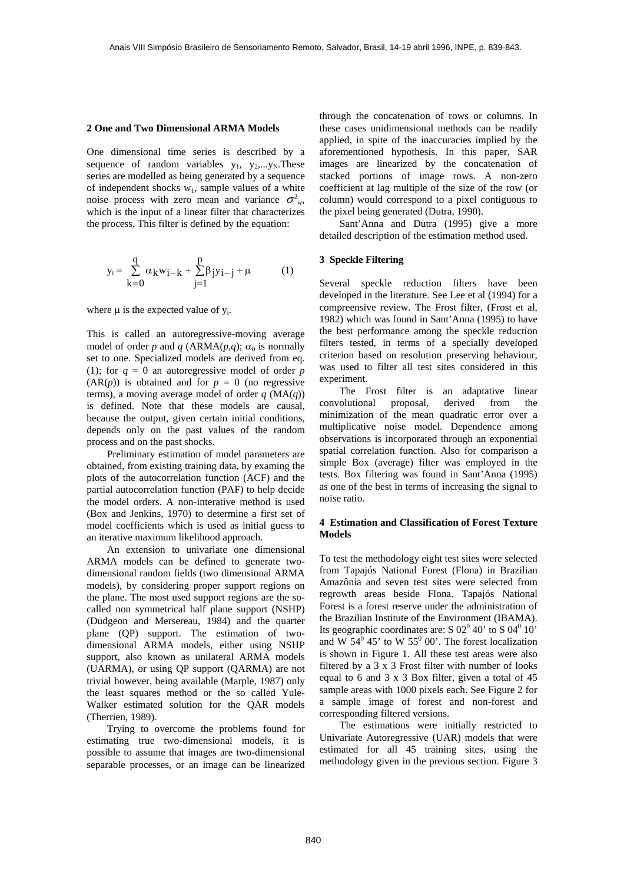## 2 One and Two Dimensional ARMA Models

One dimensional time series is described by a sequence of random variables $y_1$, $y_2$,...$y_N$.These series are modelled as being generated by a sequence of independent shocks $w_1$, sample values of a white noise process with zero mean and variance $\sigma^2_w$, which is the input of a linear filter that characterizes the process, This filter is defined by the equation:

$$y_i = \sum_{k=0}^{q} \alpha_k w_{i-k} + \sum_{j=1}^{p} \beta_j y_{i-j} + \mu \qquad (1)$$

where $\mu$ is the expected value of $y_i$.

This is called an autoregressive-moving average model of order *p* and *q* (ARMA(*p*,*q*); $\alpha_0$ is normally set to one. Specialized models are derived from eq. (1); for $q = 0$ an autoregressive model of order *p* (AR(*p*)) is obtained and for $p = 0$ (no regressive terms), a moving average model of order *q* (MA(*q*)) is defined. Note that these models are causal, because the output, given certain initial conditions, depends only on the past values of the random process and on the past shocks.

Preliminary estimation of model parameters are obtained, from existing training data, by examing the plots of the autocorrelation function (ACF) and the partial autocorrelation function (PAF) to help decide the model orders. A non-interative method is used (Box and Jenkins, 1970) to determine a first set of model coefficients which is used as initial guess to an iterative maximum likelihood approach.

An extension to univariate one dimensional ARMA models can be defined to generate two-dimensional random fields (two dimensional ARMA models), by considering proper support regions on the plane. The most used support regions are the so-called non symmetrical half plane support (NSHP) (Dudgeon and Mersereau, 1984) and the quarter plane (QP) support. The estimation of two-dimensional ARMA models, either using NSHP support, also known as unilateral ARMA models (UARMA), or using QP support (QARMA) are not trivial however, being available (Marple, 1987) only the least squares method or the so called Yule-Walker estimated solution for the QAR models (Therrien, 1989).

Trying to overcome the problems found for estimating true two-dimensional models, it is possible to assume that images are two-dimensional separable processes, or an image can be linearized through the concatenation of rows or columns. In these cases unidimensional methods can be readily applied, in spite of the inaccuracies implied by the aforementioned hypothesis. In this paper, SAR images are linearized by the concatenation of stacked portions of image rows. A non-zero coefficient at lag multiple of the size of the row (or column) would correspond to a pixel contiguous to the pixel being generated (Dutra, 1990).

Sant'Anna and Dutra (1995) give a more detailed description of the estimation method used.

## 3 Speckle Filtering

Several speckle reduction filters have been developed in the literature. See Lee et al (1994) for a compreensive review. The Frost filter, (Frost et al, 1982) which was found in Sant'Anna (1995) to have the best performance among the speckle reduction filters tested, in terms of a specially developed criterion based on resolution preserving behaviour, was used to filter all test sites considered in this experiment.

The Frost filter is an adaptative linear convolutional proposal, derived from the minimization of the mean quadratic error over a multiplicative noise model. Dependence among observations is incorporated through an exponential spatial correlation function. Also for comparison a simple Box (average) filter was employed in the tests. Box filtering was found in Sant'Anna (1995) as one of the best in terms of increasing the signal to noise ratio.

## 4 Estimation and Classification of Forest Texture Models

To test the methodology eight test sites were selected from Tapajós National Forest (Flona) in Brazilian Amazônia and seven test sites were selected from regrowth areas beside Flona. Tapajós National Forest is a forest reserve under the administration of the Brazilian Institute of the Environment (IBAMA). Its geographic coordinates are: S $02^0$ 40' to S $04^0$ 10' and W $54^0$ 45' to W $55^0$ 00'. The forest localization is shown in Figure 1. All these test areas were also filtered by a 3 x 3 Frost filter with number of looks equal to 6 and 3 x 3 Box filter, given a total of 45 sample areas with 1000 pixels each. See Figure 2 for a sample image of forest and non-forest and corresponding filtered versions.

The estimations were initially restricted to Univariate Autoregressive (UAR) models that were estimated for all 45 training sites, using the methodology given in the previous section. Figure 3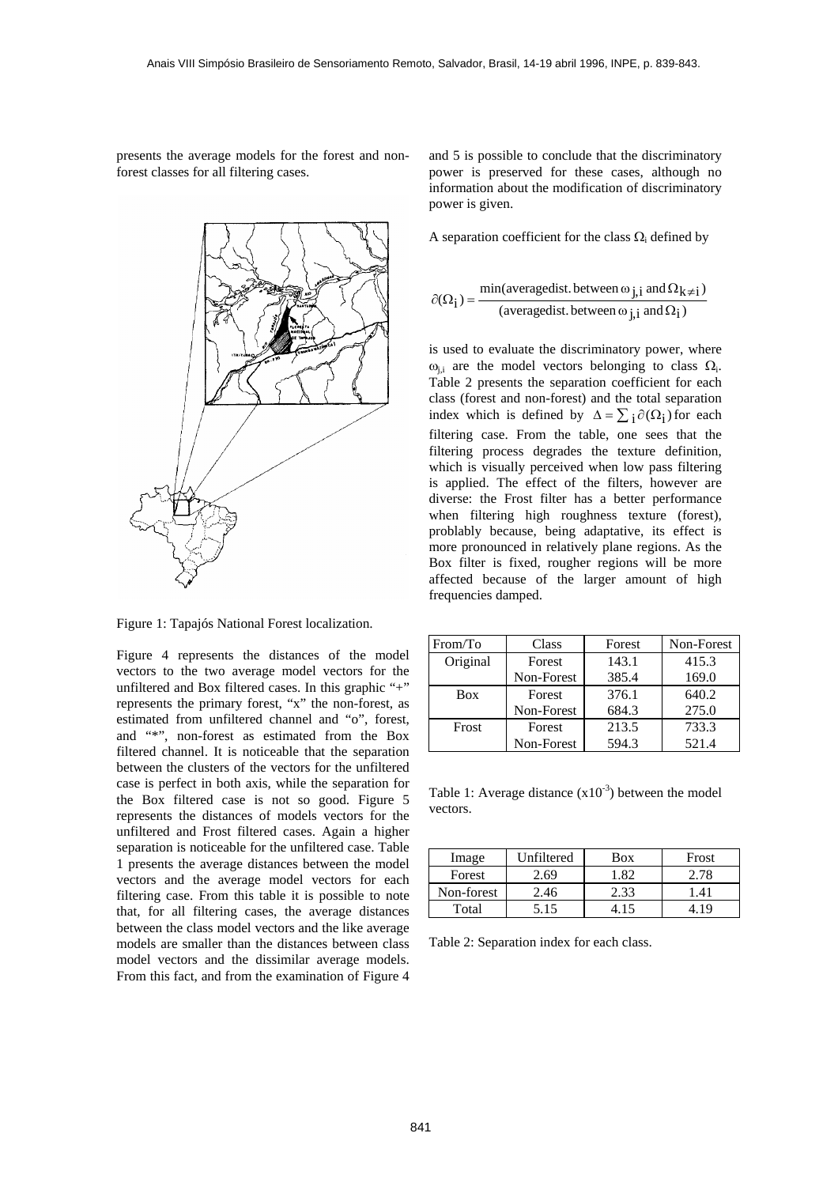presents the average models for the forest and non-forest classes for all filtering cases.

Figure 1: Tapajós National Forest localization.

Figure 4 represents the distances of the model vectors to the two average model vectors for the unfiltered and Box filtered cases. In this graphic "+" represents the primary forest, "x" the non-forest, as estimated from unfiltered channel and "o", forest, and "*", non-forest as estimated from the Box filtered channel. It is noticeable that the separation between the clusters of the vectors for the unfiltered case is perfect in both axis, while the separation for the Box filtered case is not so good. Figure 5 represents the distances of models vectors for the unfiltered and Frost filtered cases. Again a higher separation is noticeable for the unfiltered case. Table 1 presents the average distances between the model vectors and the average model vectors for each filtering case. From this table it is possible to note that, for all filtering cases, the average distances between the class model vectors and the like average models are smaller than the distances between class model vectors and the dissimilar average models. From this fact, and from the examination of Figure 4 and 5 is possible to conclude that the discriminatory power is preserved for these cases, although no information about the modification of discriminatory power is given.

A separation coefficient for the class $\Omega_i$ defined by

$$\partial(\Omega_i) = \frac{\min(\text{averagedist. between } \omega_{j,i} \text{ and } \Omega_{k \neq i})}{(\text{averagedist. between } \omega_{j,i} \text{ and } \Omega_i)}$$

is used to evaluate the discriminatory power, where $\omega_{j,i}$ are the model vectors belonging to class $\Omega_i$. Table 2 presents the separation coefficient for each class (forest and non-forest) and the total separation index which is defined by $\Delta = \sum_i \partial(\Omega_i)$ for each filtering case. From the table, one sees that the filtering process degrades the texture definition, which is visually perceived when low pass filtering is applied. The effect of the filters, however are diverse: the Frost filter has a better performance when filtering high roughness texture (forest), problably because, being adaptative, its effect is more pronounced in relatively plane regions. As the Box filter is fixed, rougher regions will be more affected because of the larger amount of high frequencies damped.

| From/To | Class | Forest | Non-Forest |
|---|---|---|---|
| Original | Forest | 143.1 | 415.3 |
| | Non-Forest | 385.4 | 169.0 |
| Box | Forest | 376.1 | 640.2 |
| | Non-Forest | 684.3 | 275.0 |
| Frost | Forest | 213.5 | 733.3 |
| | Non-Forest | 594.3 | 521.4 |

Table 1: Average distance ($x10^{-3}$) between the model vectors.

| Image | Unfiltered | Box | Frost |
|---|---|---|---|
| Forest | 2.69 | 1.82 | 2.78 |
| Non-forest | 2.46 | 2.33 | 1.41 |
| Total | 5.15 | 4.15 | 4.19 |

Table 2: Separation index for each class.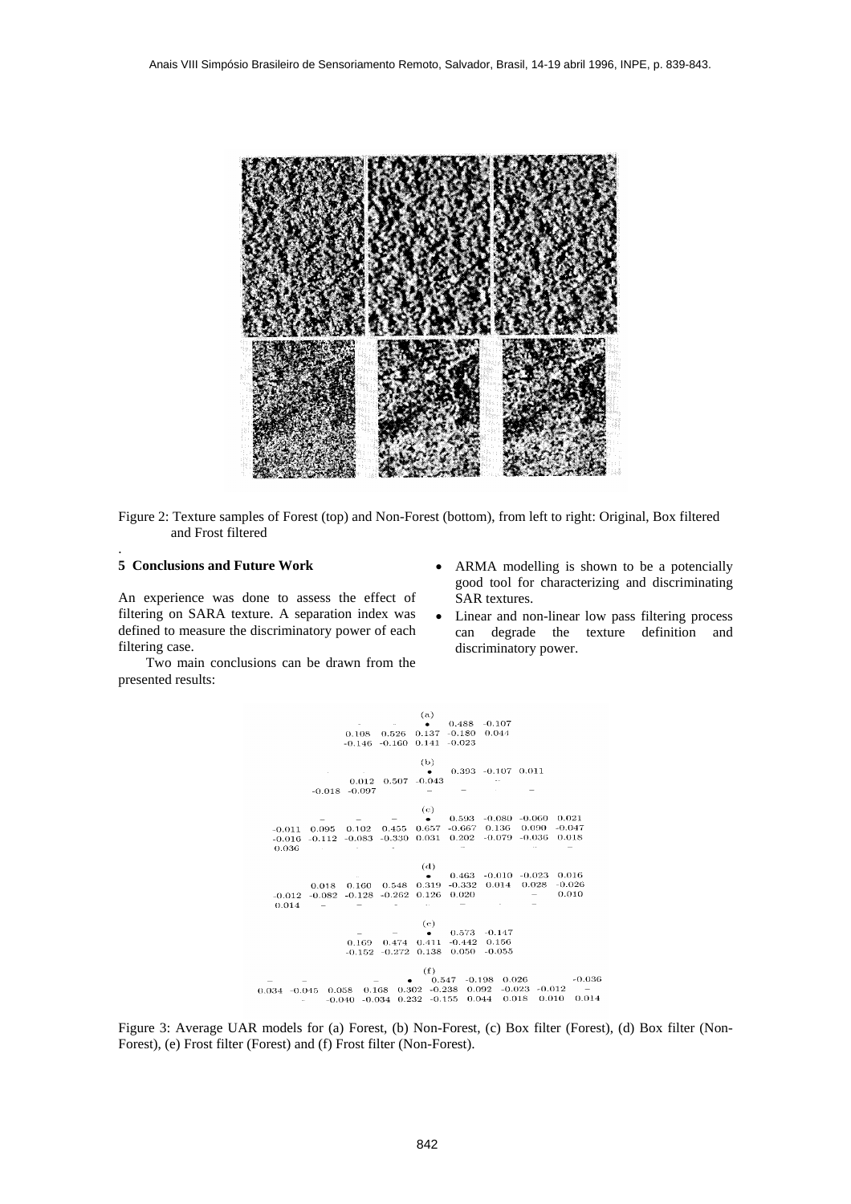Figure 2: Texture samples of Forest (top) and Non-Forest (bottom), from left to right: Original, Box filtered and Frost filtered

## 5 Conclusions and Future Work

An experience was done to assess the effect of filtering on SARA texture. A separation index was defined to measure the discriminatory power of each filtering case.

Two main conclusions can be drawn from the presented results:

- ARMA modelling is shown to be a potencially good tool for characterizing and discriminating SAR textures.
- Linear and non-linear low pass filtering process can degrade the texture definition and discriminatory power.

Figure 3: Average UAR models for (a) Forest, (b) Non-Forest, (c) Box filter (Forest), (d) Box filter (Non-Forest), (e) Frost filter (Forest) and (f) Frost filter (Non-Forest).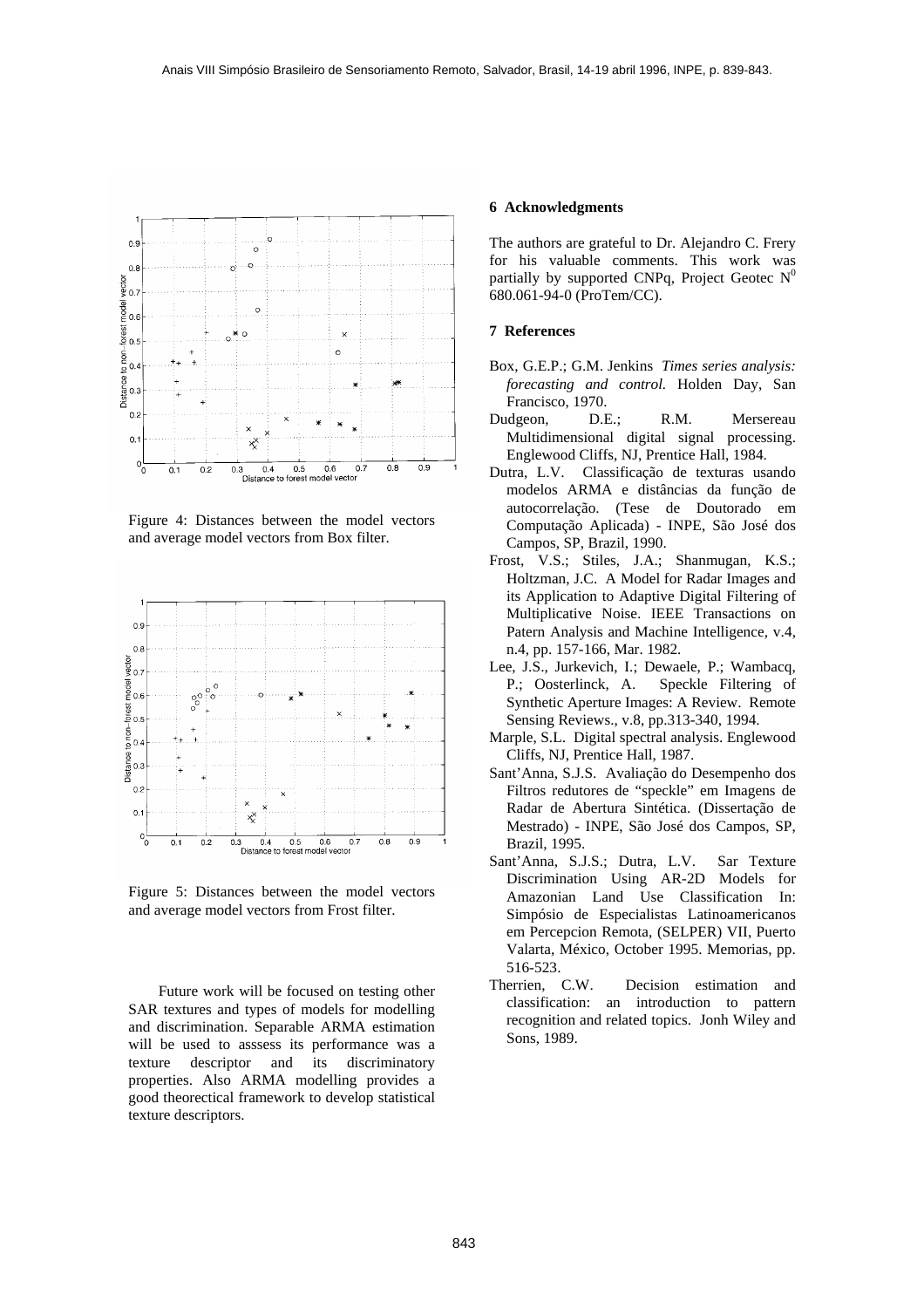Distance to non-forest model vector

Distance to forest model vector

0 0.1 0.2 0.3 0.4 0.5 0.6 0.7 0.8 0.9 1

Figure 4: Distances between the model vectors and average model vectors from Box filter.

Distance to non-forest model vector

Distance to forest model vector

0 0.1 0.2 0.3 0.4 0.5 0.6 0.7 0.8 0.9 1

Figure 5: Distances between the model vectors and average model vectors from Frost filter.

Future work will be focused on testing other SAR textures and types of models for modelling and discrimination. Separable ARMA estimation will be used to asssess its performance was a texture descriptor and its discriminatory properties. Also ARMA modelling provides a good theorectical framework to develop statistical texture descriptors.

## 6 Acknowledgments

The authors are grateful to Dr. Alejandro C. Frery for his valuable comments. This work was partially by supported CNPq, Project Geotec N[0] 680.061-94-0 (ProTem/CC).

## 7 References

Box, G.E.P.; G.M. Jenkins *Times series analysis: forecasting and control.* Holden Day, San Francisco, 1970.

Dudgeon, D.E.; R.M. Mersereau Multidimensional digital signal processing. Englewood Cliffs, NJ, Prentice Hall, 1984.

Dutra, L.V. Classificação de texturas usando modelos ARMA e distâncias da função de autocorrelação. (Tese de Doutorado em Computação Aplicada) - INPE, São José dos Campos, SP, Brazil, 1990.

Frost, V.S.; Stiles, J.A.; Shanmugan, K.S.; Holtzman, J.C. A Model for Radar Images and its Application to Adaptive Digital Filtering of Multiplicative Noise. IEEE Transactions on Pattern Analysis and Machine Intelligence, v.4, n.4, pp. 157-166, Mar. 1982.

Lee, J.S., Jurkevich, I.; Dewaele, P.; Wambacq, P.; Oosterlinck, A. Speckle Filtering of Synthetic Aperture Images: A Review. Remote Sensing Reviews., v.8, pp.313-340, 1994.

Marple, S.L. Digital spectral analysis. Englewood Cliffs, NJ, Prentice Hall, 1987.

Sant'Anna, S.J.S. Avaliação do Desempenho dos Filtros redutores de "speckle" em Imagens de Radar de Abertura Sintética. (Dissertação de Mestrado) - INPE, São José dos Campos, SP, Brazil, 1995.

Sant'Anna, S.J.S.; Dutra, L.V. Sar Texture Discrimination Using AR-2D Models for Amazonian Land Use Classification In: Simpósio de Especialistas Latinoamericanos em Percepcion Remota, (SELPER) VII, Puerto Valarta, México, October 1995. Memorias, pp. 516-523.

Therrien, C.W. Decision estimation and classification: an introduction to pattern recognition and related topics. Jonh Wiley and Sons, 1989.